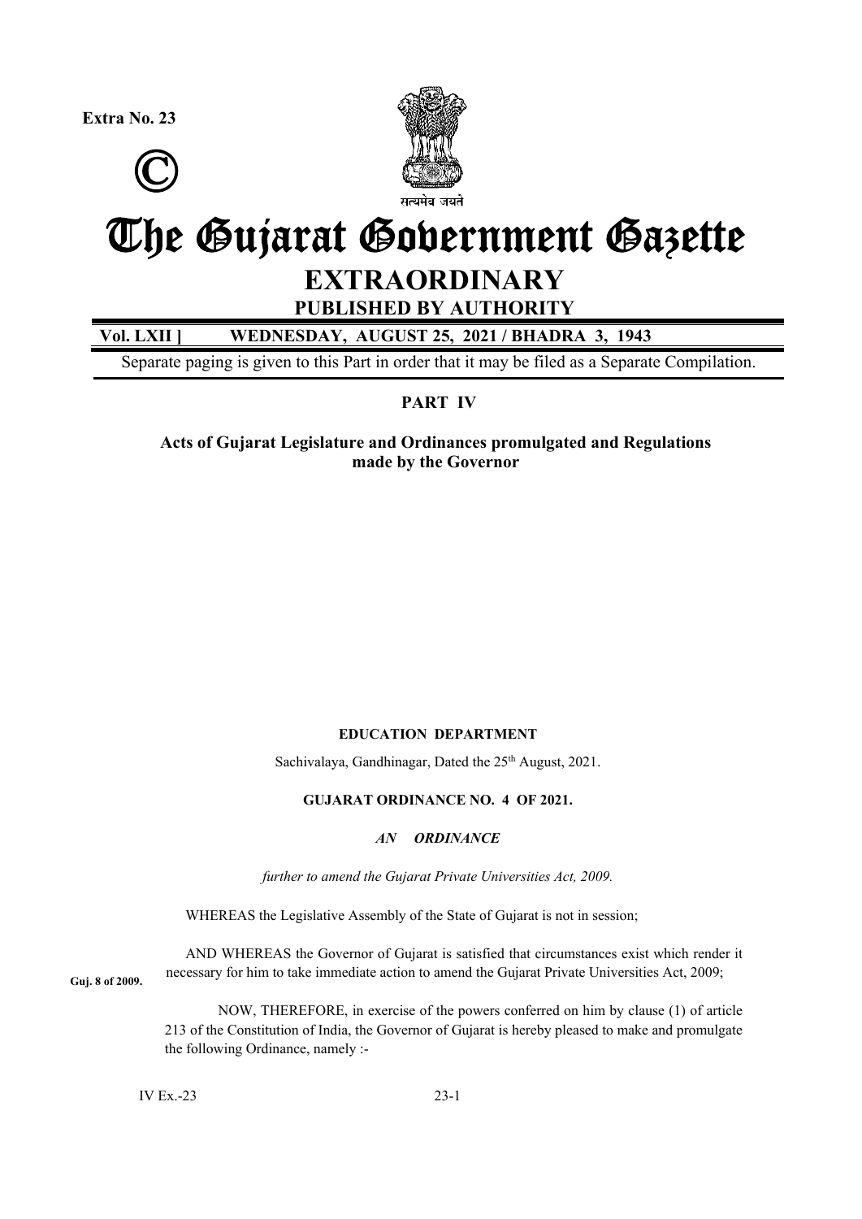Extra No. 23

©

सत्यमेव जयते

# The Gujarat Government Gazette

## EXTRAORDINARY

**PUBLISHED BY AUTHORITY**

**Vol. LXII ] WEDNESDAY, AUGUST 25, 2021 / BHADRA 3, 1943**

Separate paging is given to this Part in order that it may be filed as a Separate Compilation.

**PART IV**

**Acts of Gujarat Legislature and Ordinances promulgated and Regulations made by the Governor**

**EDUCATION DEPARTMENT**

Sachivalaya, Gandhinagar, Dated the 25th August, 2021.

**GUJARAT ORDINANCE NO. 4 OF 2021.**

***AN ORDINANCE***

*further to amend the Gujarat Private Universities Act, 2009.*

WHEREAS the Legislative Assembly of the State of Gujarat is not in session;

AND WHEREAS the Governor of Gujarat is satisfied that circumstances exist which render it necessary for him to take immediate action to amend the Gujarat Private Universities Act, 2009;

**Guj. 8 of 2009.**

NOW, THEREFORE, in exercise of the powers conferred on him by clause (1) of article 213 of the Constitution of India, the Governor of Gujarat is hereby pleased to make and promulgate the following Ordinance, namely :-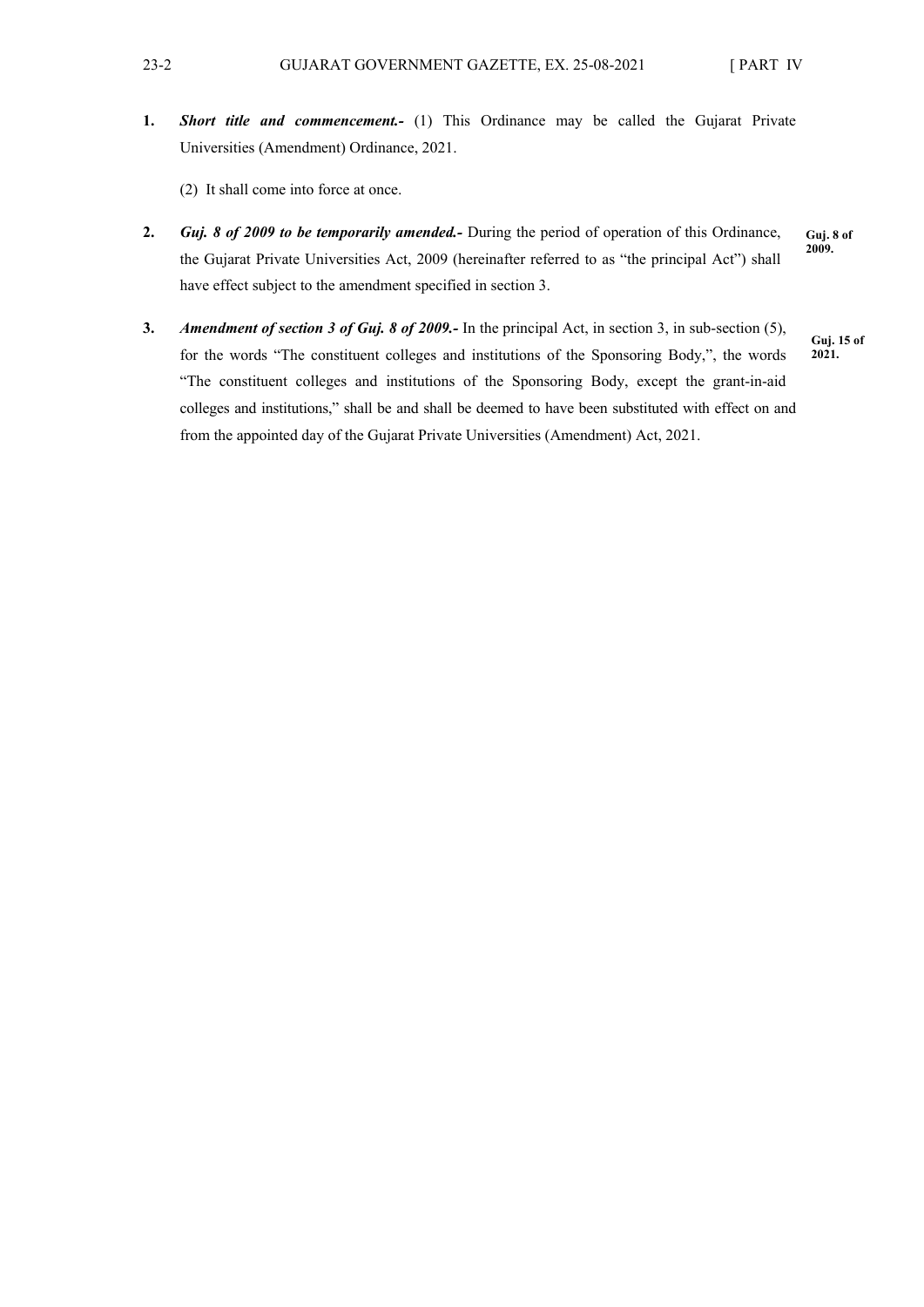1. ***Short title and commencement.-*** (1) This Ordinance may be called the Gujarat Private Universities (Amendment) Ordinance, 2021.

   (2) It shall come into force at once.

2. ***Guj. 8 of 2009 to be temporarily amended.-*** During the period of operation of this Ordinance, the Gujarat Private Universities Act, 2009 (hereinafter referred to as "the principal Act") shall have effect subject to the amendment specified in section 3.

   **Guj. 8 of 2009.**

3. ***Amendment of section 3 of Guj. 8 of 2009.-*** In the principal Act, in section 3, in sub-section (5), for the words "The constituent colleges and institutions of the Sponsoring Body,", the words "The constituent colleges and institutions of the Sponsoring Body, except the grant-in-aid colleges and institutions," shall be and shall be deemed to have been substituted with effect on and from the appointed day of the Gujarat Private Universities (Amendment) Act, 2021.

   **Guj. 15 of 2021.**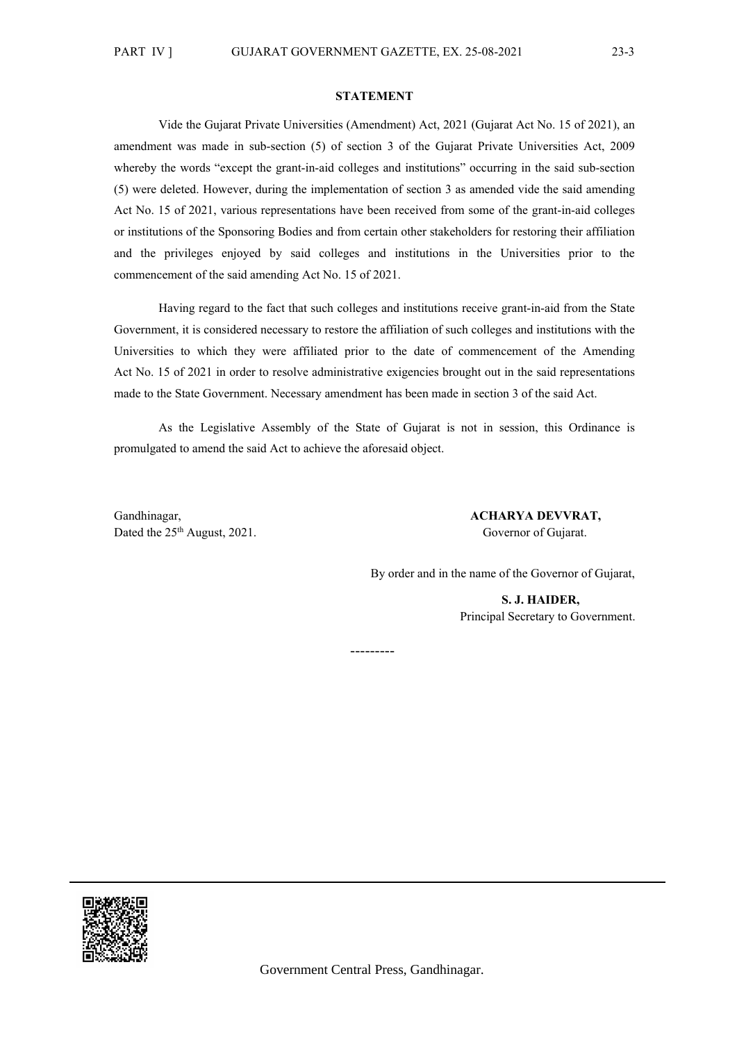## STATEMENT

Vide the Gujarat Private Universities (Amendment) Act, 2021 (Gujarat Act No. 15 of 2021), an amendment was made in sub-section (5) of section 3 of the Gujarat Private Universities Act, 2009 whereby the words "except the grant-in-aid colleges and institutions" occurring in the said sub-section (5) were deleted. However, during the implementation of section 3 as amended vide the said amending Act No. 15 of 2021, various representations have been received from some of the grant-in-aid colleges or institutions of the Sponsoring Bodies and from certain other stakeholders for restoring their affiliation and the privileges enjoyed by said colleges and institutions in the Universities prior to the commencement of the said amending Act No. 15 of 2021.

Having regard to the fact that such colleges and institutions receive grant-in-aid from the State Government, it is considered necessary to restore the affiliation of such colleges and institutions with the Universities to which they were affiliated prior to the date of commencement of the Amending Act No. 15 of 2021 in order to resolve administrative exigencies brought out in the said representations made to the State Government. Necessary amendment has been made in section 3 of the said Act.

As the Legislative Assembly of the State of Gujarat is not in session, this Ordinance is promulgated to amend the said Act to achieve the aforesaid object.

Gandhinagar,
Dated the 25th August, 2021.

**ACHARYA DEVVRAT,**
Governor of Gujarat.

By order and in the name of the Governor of Gujarat,

**S. J. HAIDER,**
Principal Secretary to Government.

---------

Government Central Press, Gandhinagar.